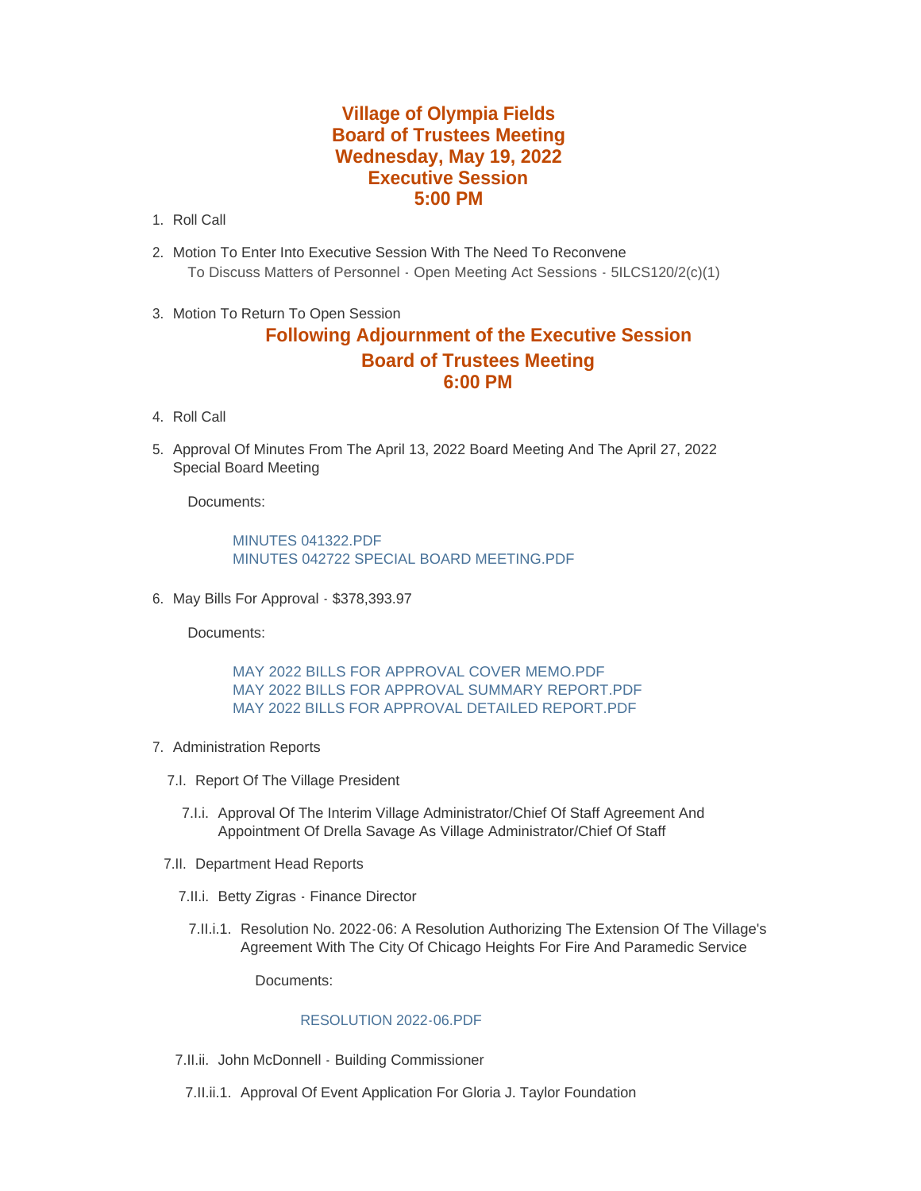# Village of Olympia Fields
# Board of Trustees Meeting
# Wednesday, May 19, 2022
# Executive Session
# 5:00 PM

1. Roll Call

2. Motion To Enter Into Executive Session With The Need To Reconvene

   To Discuss Matters of Personnel - Open Meeting Act Sessions - 5ILCS120/2(c)(1)

3. Motion To Return To Open Session

## Following Adjournment of the Executive Session
## Board of Trustees Meeting
## 6:00 PM

4. Roll Call

5. Approval Of Minutes From The April 13, 2022 Board Meeting And The April 27, 2022 Special Board Meeting

   Documents:

   MINUTES 041322.PDF
   MINUTES 042722 SPECIAL BOARD MEETING.PDF

6. May Bills For Approval - $378,393.97

   Documents:

   MAY 2022 BILLS FOR APPROVAL COVER MEMO.PDF
   MAY 2022 BILLS FOR APPROVAL SUMMARY REPORT.PDF
   MAY 2022 BILLS FOR APPROVAL DETAILED REPORT.PDF

7. Administration Reports

   7.I. Report Of The Village President

   7.I.i. Approval Of The Interim Village Administrator/Chief Of Staff Agreement And Appointment Of Drella Savage As Village Administrator/Chief Of Staff

   7.II. Department Head Reports

   7.II.i. Betty Zigras - Finance Director

   7.II.i.1. Resolution No. 2022-06: A Resolution Authorizing The Extension Of The Village's Agreement With The City Of Chicago Heights For Fire And Paramedic Service

   Documents:

   RESOLUTION 2022-06.PDF

   7.II.ii. John McDonnell - Building Commissioner

   7.II.ii.1. Approval Of Event Application For Gloria J. Taylor Foundation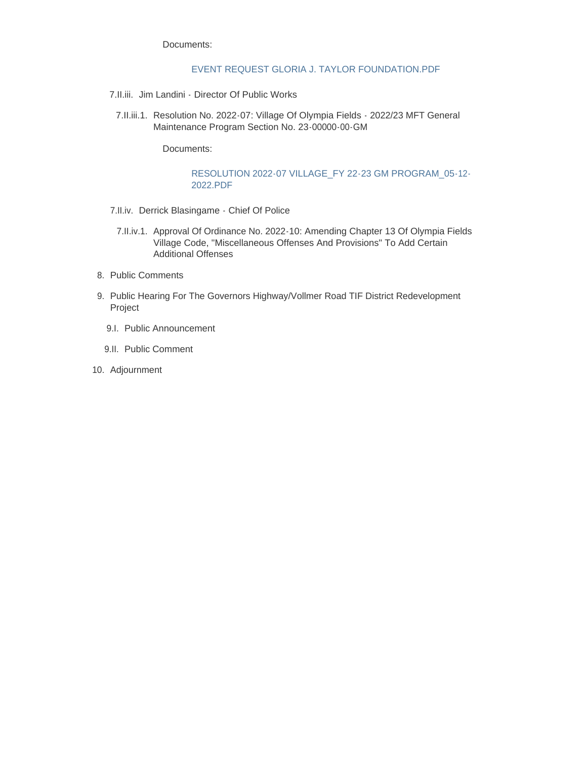Documents:

EVENT REQUEST GLORIA J. TAYLOR FOUNDATION.PDF

7.II.iii. Jim Landini - Director Of Public Works

7.II.iii.1. Resolution No. 2022-07: Village Of Olympia Fields - 2022/23 MFT General Maintenance Program Section No. 23-00000-00-GM

Documents:

RESOLUTION 2022-07 VILLAGE_FY 22-23 GM PROGRAM_05-12-2022.PDF

7.II.iv. Derrick Blasingame - Chief Of Police

7.II.iv.1. Approval Of Ordinance No. 2022-10: Amending Chapter 13 Of Olympia Fields Village Code, "Miscellaneous Offenses And Provisions" To Add Certain Additional Offenses

8. Public Comments

9. Public Hearing For The Governors Highway/Vollmer Road TIF District Redevelopment Project

9.I. Public Announcement

9.II. Public Comment

10. Adjournment